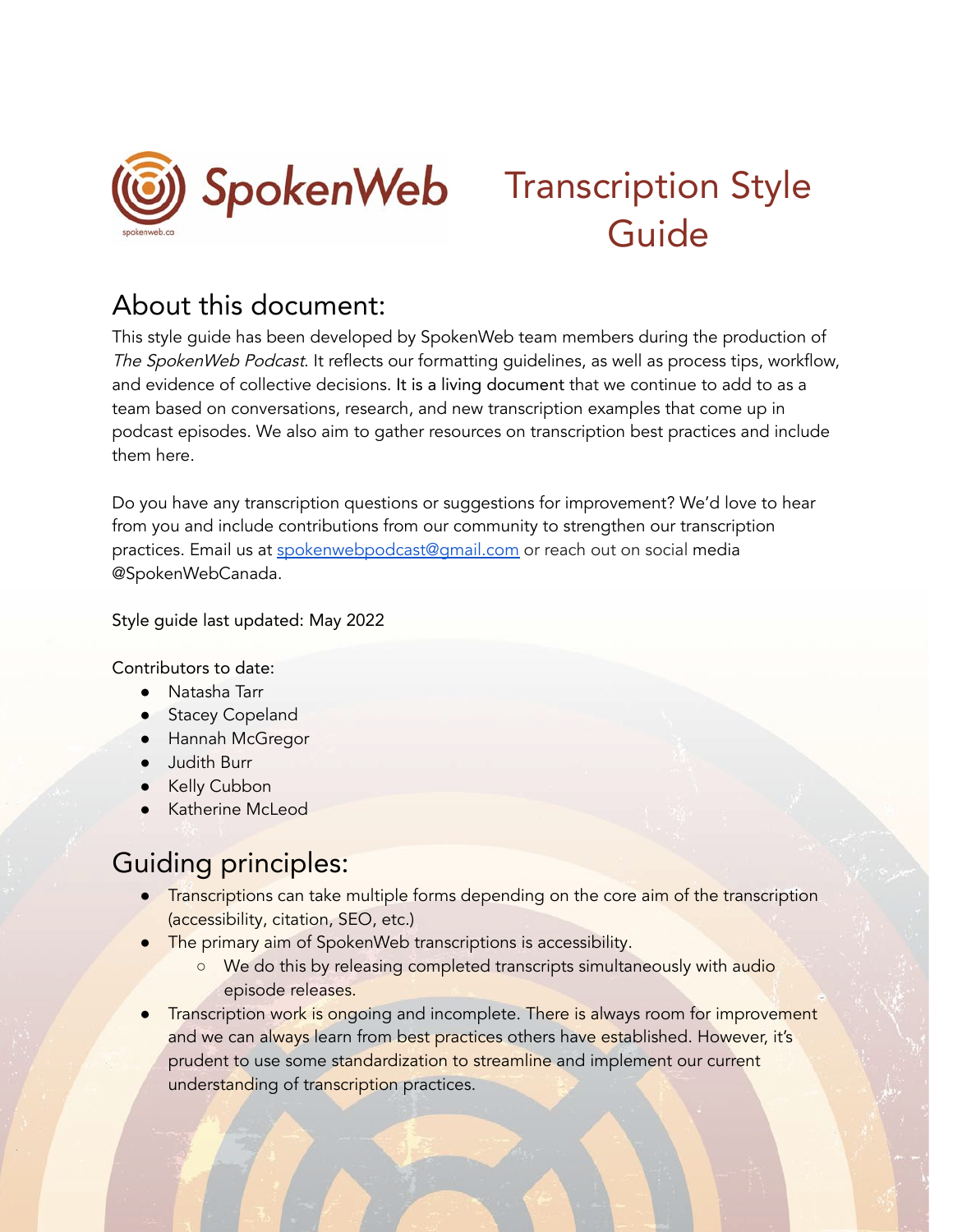SpokenWeb

spokenweb.ca

# Transcription Style Guide

## About this document:

This style guide has been developed by SpokenWeb team members during the production of *The SpokenWeb Podcast*. It reflects our formatting guidelines, as well as process tips, workflow, and evidence of collective decisions. It is a living document that we continue to add to as a team based on conversations, research, and new transcription examples that come up in podcast episodes. We also aim to gather resources on transcription best practices and include them here.

Do you have any transcription questions or suggestions for improvement? We'd love to hear from you and include contributions from our community to strengthen our transcription practices. Email us at spokenwebpodcast@gmail.com or reach out on social media @SpokenWebCanada.

Style guide last updated: May 2022

Contributors to date:

- Natasha Tarr
- Stacey Copeland
- Hannah McGregor
- Judith Burr
- Kelly Cubbon
- Katherine McLeod

## Guiding principles:

- Transcriptions can take multiple forms depending on the core aim of the transcription (accessibility, citation, SEO, etc.)
- The primary aim of SpokenWeb transcriptions is accessibility.
  - We do this by releasing completed transcripts simultaneously with audio episode releases.
- Transcription work is ongoing and incomplete. There is always room for improvement and we can always learn from best practices others have established. However, it's prudent to use some standardization to streamline and implement our current understanding of transcription practices.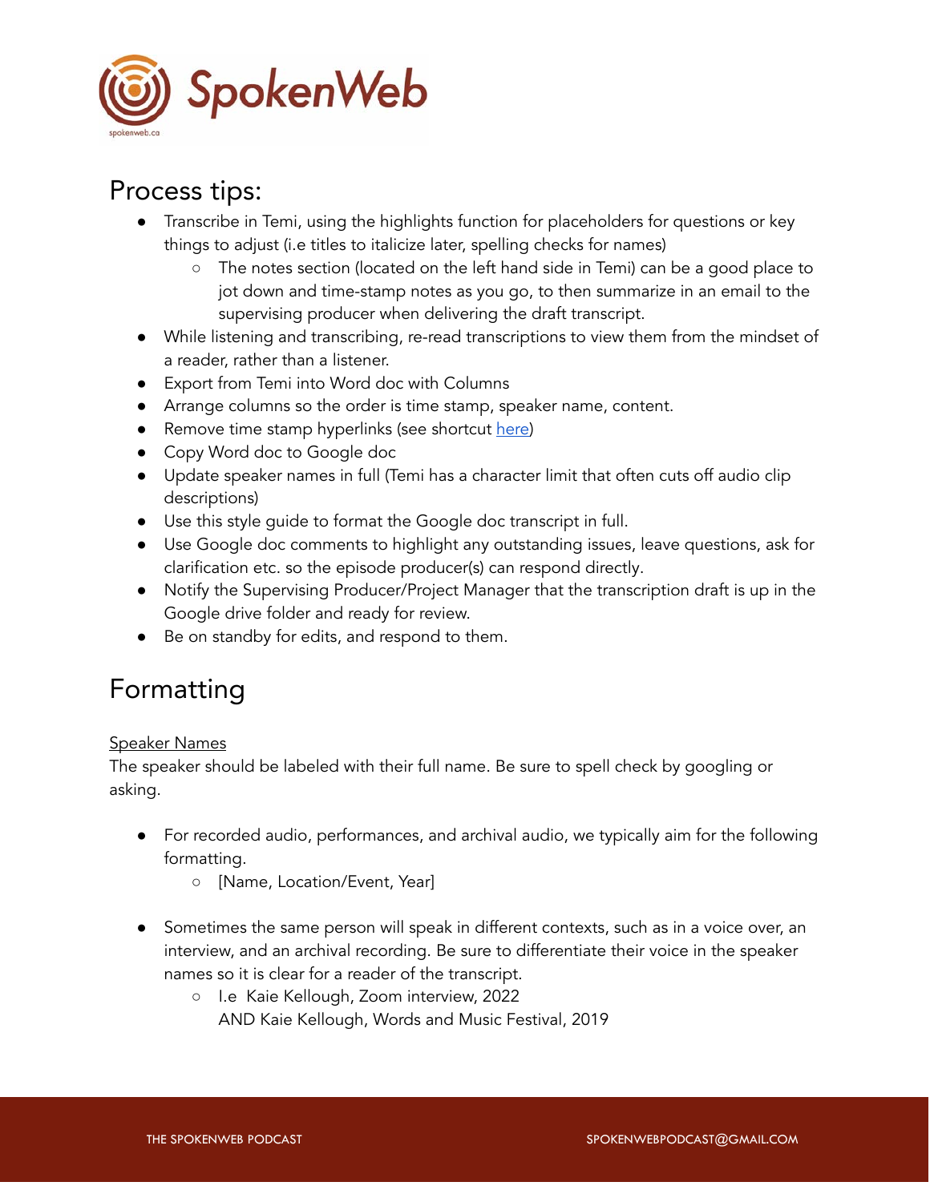## Process tips:

- Transcribe in Temi, using the highlights function for placeholders for questions or key things to adjust (i.e titles to italicize later, spelling checks for names)
  - The notes section (located on the left hand side in Temi) can be a good place to jot down and time-stamp notes as you go, to then summarize in an email to the supervising producer when delivering the draft transcript.
- While listening and transcribing, re-read transcriptions to view them from the mindset of a reader, rather than a listener.
- Export from Temi into Word doc with Columns
- Arrange columns so the order is time stamp, speaker name, content.
- Remove time stamp hyperlinks (see shortcut here)
- Copy Word doc to Google doc
- Update speaker names in full (Temi has a character limit that often cuts off audio clip descriptions)
- Use this style guide to format the Google doc transcript in full.
- Use Google doc comments to highlight any outstanding issues, leave questions, ask for clarification etc. so the episode producer(s) can respond directly.
- Notify the Supervising Producer/Project Manager that the transcription draft is up in the Google drive folder and ready for review.
- Be on standby for edits, and respond to them.

## Formatting

Speaker Names

The speaker should be labeled with their full name. Be sure to spell check by googling or asking.

- For recorded audio, performances, and archival audio, we typically aim for the following formatting.
  - [Name, Location/Event, Year]

- Sometimes the same person will speak in different contexts, such as in a voice over, an interview, and an archival recording. Be sure to differentiate their voice in the speaker names so it is clear for a reader of the transcript.
  - I.e Kaie Kellough, Zoom interview, 2022
    AND Kaie Kellough, Words and Music Festival, 2019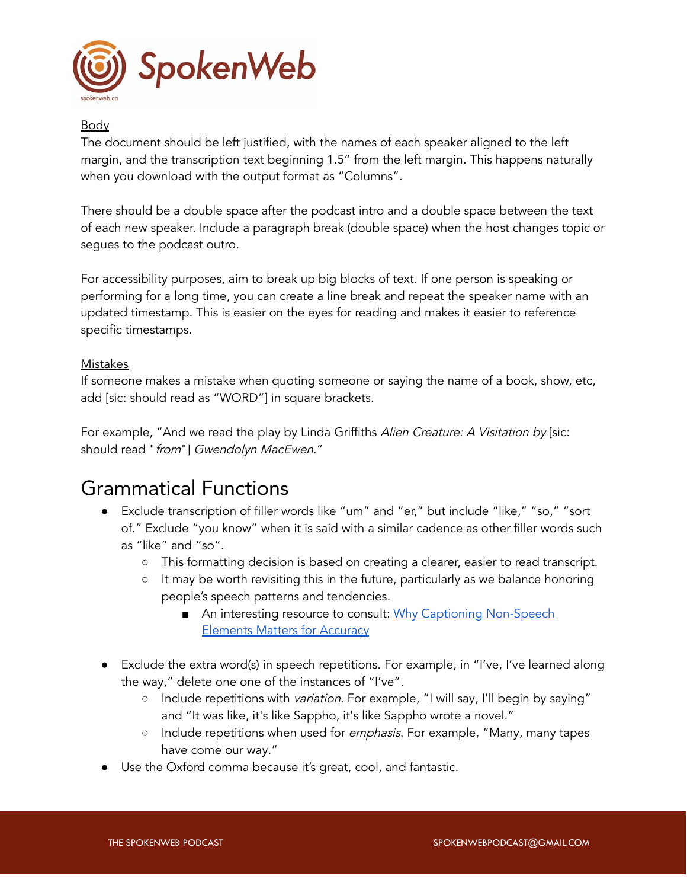Body

The document should be left justified, with the names of each speaker aligned to the left margin, and the transcription text beginning 1.5" from the left margin. This happens naturally when you download with the output format as "Columns".

There should be a double space after the podcast intro and a double space between the text of each new speaker. Include a paragraph break (double space) when the host changes topic or segues to the podcast outro.

For accessibility purposes, aim to break up big blocks of text. If one person is speaking or performing for a long time, you can create a line break and repeat the speaker name with an updated timestamp. This is easier on the eyes for reading and makes it easier to reference specific timestamps.

Mistakes

If someone makes a mistake when quoting someone or saying the name of a book, show, etc, add [sic: should read as "WORD"] in square brackets.

For example, "And we read the play by Linda Griffiths *Alien Creature: A Visitation by* [sic: should read "*from*"] *Gwendolyn MacEwen*."

# Grammatical Functions

- Exclude transcription of filler words like "um" and "er," but include "like," "so," "sort of." Exclude "you know" when it is said with a similar cadence as other filler words such as "like" and "so".
  - This formatting decision is based on creating a clearer, easier to read transcript.
  - It may be worth revisiting this in the future, particularly as we balance honoring people's speech patterns and tendencies.
    - An interesting resource to consult: [Why Captioning Non-Speech Elements Matters for Accuracy]()
- Exclude the extra word(s) in speech repetitions. For example, in "I've, I've learned along the way," delete one one of the instances of "I've".
  - Include repetitions with *variation*. For example, "I will say, I'll begin by saying" and "It was like, it's like Sappho, it's like Sappho wrote a novel."
  - Include repetitions when used for *emphasis*. For example, "Many, many tapes have come our way."
- Use the Oxford comma because it's great, cool, and fantastic.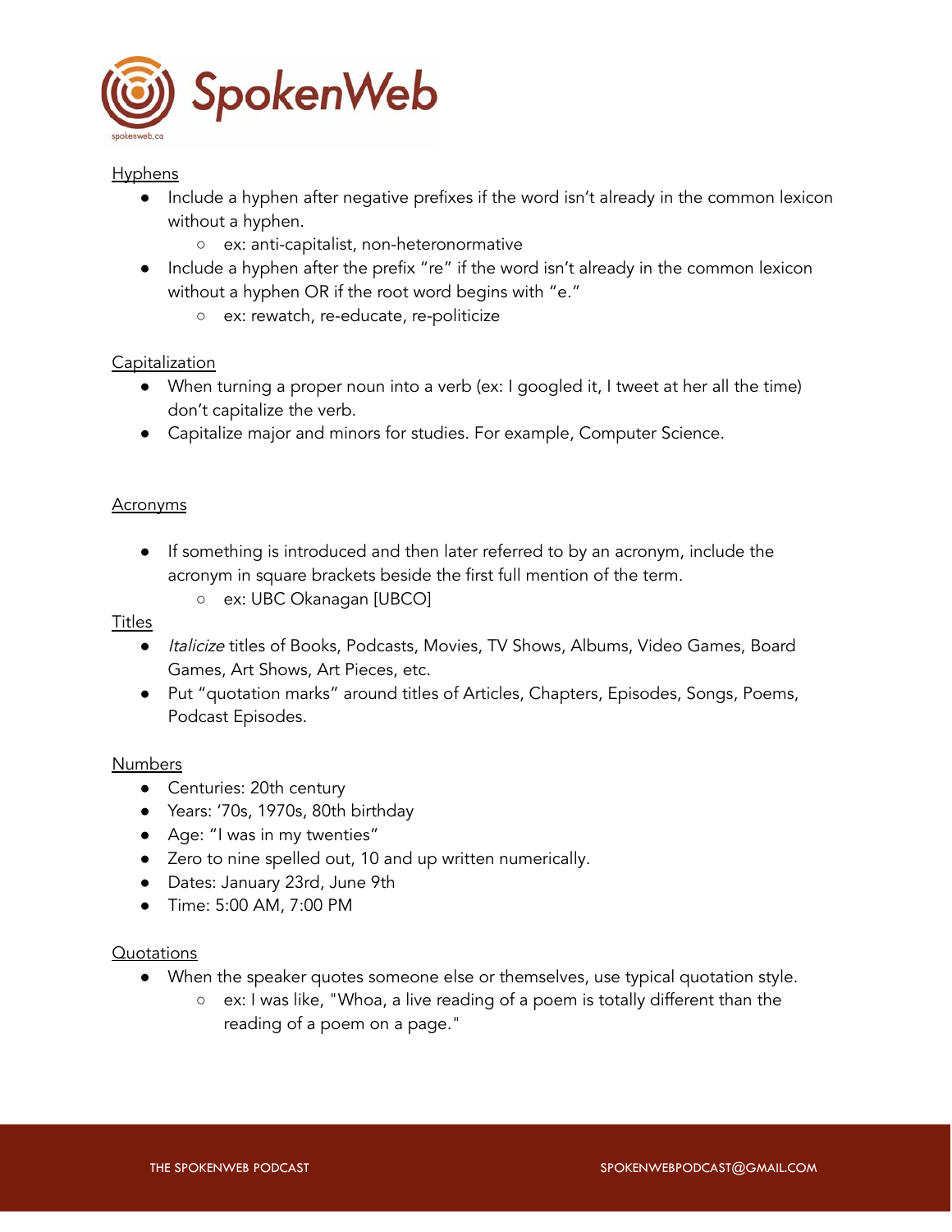## Hyphens

- Include a hyphen after negative prefixes if the word isn't already in the common lexicon without a hyphen.
    - ex: anti-capitalist, non-heteronormative
- Include a hyphen after the prefix "re" if the word isn't already in the common lexicon without a hyphen OR if the root word begins with "e."
    - ex: rewatch, re-educate, re-politicize

## Capitalization

- When turning a proper noun into a verb (ex: I googled it, I tweet at her all the time) don't capitalize the verb.
- Capitalize major and minors for studies. For example, Computer Science.

## Acronyms

- If something is introduced and then later referred to by an acronym, include the acronym in square brackets beside the first full mention of the term.
    - ex: UBC Okanagan [UBCO]

## Titles

- *Italicize* titles of Books, Podcasts, Movies, TV Shows, Albums, Video Games, Board Games, Art Shows, Art Pieces, etc.
- Put "quotation marks" around titles of Articles, Chapters, Episodes, Songs, Poems, Podcast Episodes.

## Numbers

- Centuries: 20th century
- Years: '70s, 1970s, 80th birthday
- Age: "I was in my twenties"
- Zero to nine spelled out, 10 and up written numerically.
- Dates: January 23rd, June 9th
- Time: 5:00 AM, 7:00 PM

## Quotations

- When the speaker quotes someone else or themselves, use typical quotation style.
    - ex: I was like, "Whoa, a live reading of a poem is totally different than the reading of a poem on a page."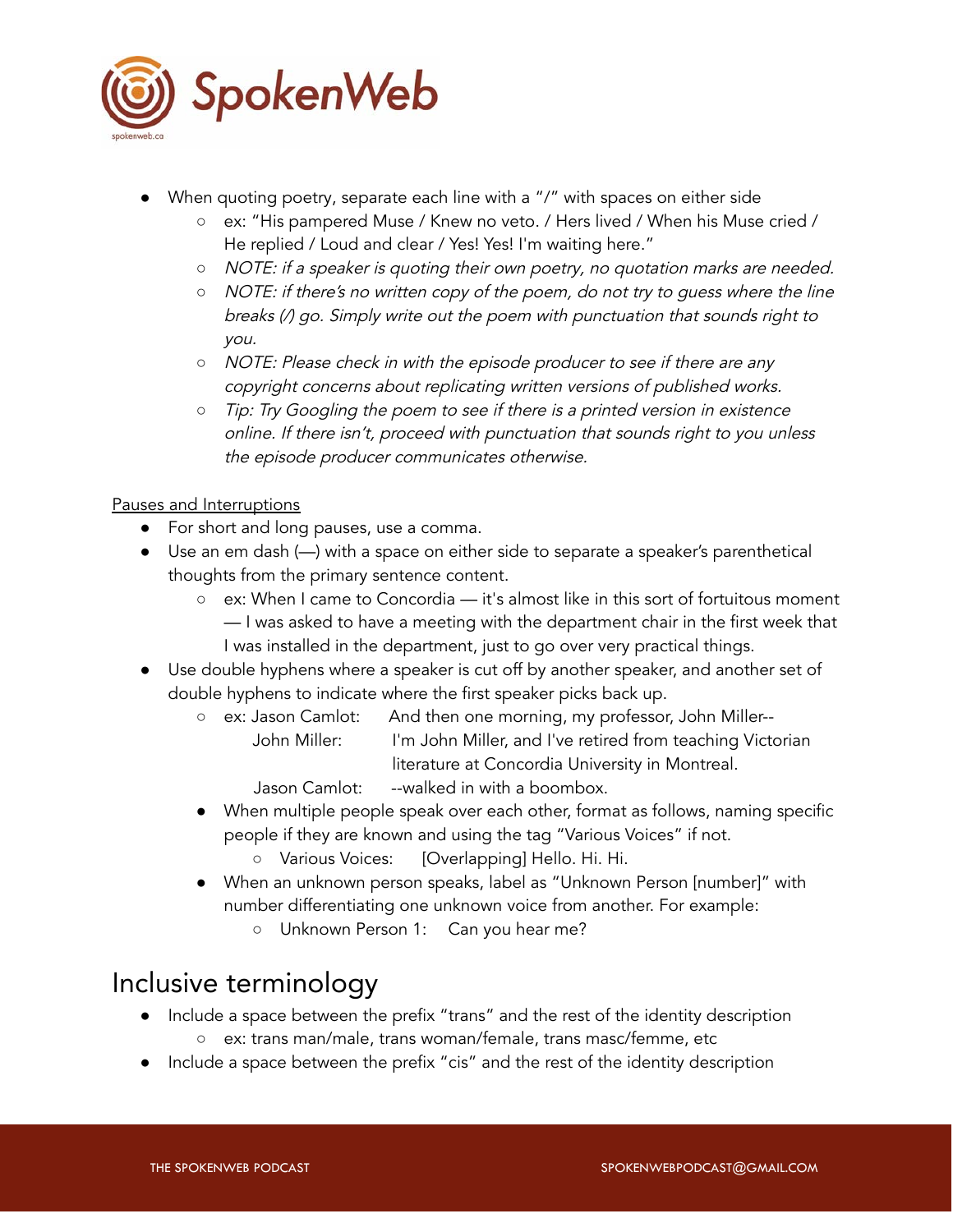- When quoting poetry, separate each line with a "/" with spaces on either side
    - ex: "His pampered Muse / Knew no veto. / Hers lived / When his Muse cried / He replied / Loud and clear / Yes! Yes! I'm waiting here."
    - *NOTE: if a speaker is quoting their own poetry, no quotation marks are needed.*
    - *NOTE: if there's no written copy of the poem, do not try to guess where the line breaks (/) go. Simply write out the poem with punctuation that sounds right to you.*
    - *NOTE: Please check in with the episode producer to see if there are any copyright concerns about replicating written versions of published works.*
    - *Tip: Try Googling the poem to see if there is a printed version in existence online. If there isn't, proceed with punctuation that sounds right to you unless the episode producer communicates otherwise.*

<u>Pauses and Interruptions</u>

- For short and long pauses, use a comma.
- Use an em dash (—) with a space on either side to separate a speaker's parenthetical thoughts from the primary sentence content.
    - ex: When I came to Concordia — it's almost like in this sort of fortuitous moment — I was asked to have a meeting with the department chair in the first week that I was installed in the department, just to go over very practical things.
- Use double hyphens where a speaker is cut off by another speaker, and another set of double hyphens to indicate where the first speaker picks back up.
    - ex: Jason Camlot: And then one morning, my professor, John Miller--
      John Miller: I'm John Miller, and I've retired from teaching Victorian literature at Concordia University in Montreal.
      Jason Camlot: --walked in with a boombox.
    - When multiple people speak over each other, format as follows, naming specific people if they are known and using the tag "Various Voices" if not.
        - Various Voices: [Overlapping] Hello. Hi. Hi.
    - When an unknown person speaks, label as "Unknown Person [number]" with number differentiating one unknown voice from another. For example:
        - Unknown Person 1: Can you hear me?

# Inclusive terminology

- Include a space between the prefix "trans" and the rest of the identity description
    - ex: trans man/male, trans woman/female, trans masc/femme, etc
- Include a space between the prefix "cis" and the rest of the identity description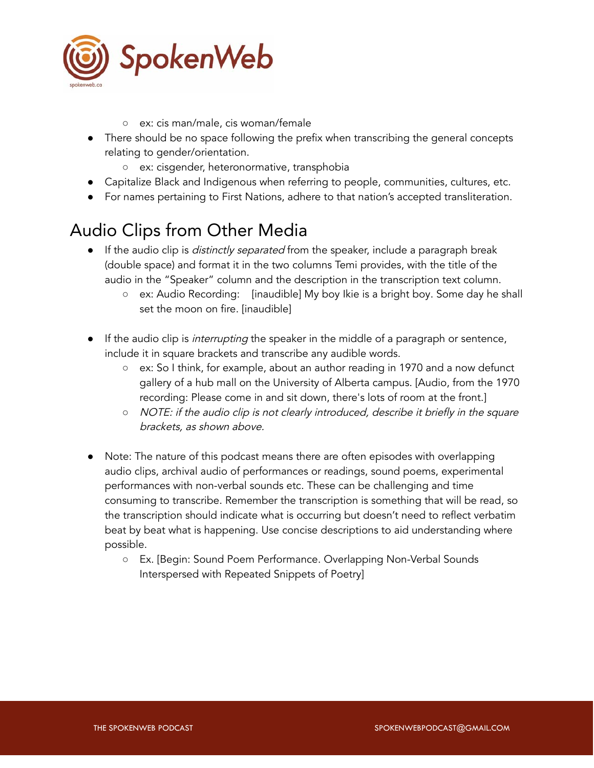- ex: cis man/male, cis woman/female
- There should be no space following the prefix when transcribing the general concepts relating to gender/orientation.
   - ex: cisgender, heteronormative, transphobia
- Capitalize Black and Indigenous when referring to people, communities, cultures, etc.
- For names pertaining to First Nations, adhere to that nation's accepted transliteration.

## Audio Clips from Other Media

- If the audio clip is *distinctly separated* from the speaker, include a paragraph break (double space) and format it in the two columns Temi provides, with the title of the audio in the "Speaker" column and the description in the transcription text column.
   - ex: Audio Recording:    [inaudible] My boy Ikie is a bright boy. Some day he shall set the moon on fire. [inaudible]

- If the audio clip is *interrupting* the speaker in the middle of a paragraph or sentence, include it in square brackets and transcribe any audible words.
   - ex: So I think, for example, about an author reading in 1970 and a now defunct gallery of a hub mall on the University of Alberta campus. [Audio, from the 1970 recording: Please come in and sit down, there's lots of room at the front.]
   - *NOTE: if the audio clip is not clearly introduced, describe it briefly in the square brackets, as shown above.*

- Note: The nature of this podcast means there are often episodes with overlapping audio clips, archival audio of performances or readings, sound poems, experimental performances with non-verbal sounds etc. These can be challenging and time consuming to transcribe. Remember the transcription is something that will be read, so the transcription should indicate what is occurring but doesn't need to reflect verbatim beat by beat what is happening. Use concise descriptions to aid understanding where possible.
   - Ex. [Begin: Sound Poem Performance. Overlapping Non-Verbal Sounds Interspersed with Repeated Snippets of Poetry]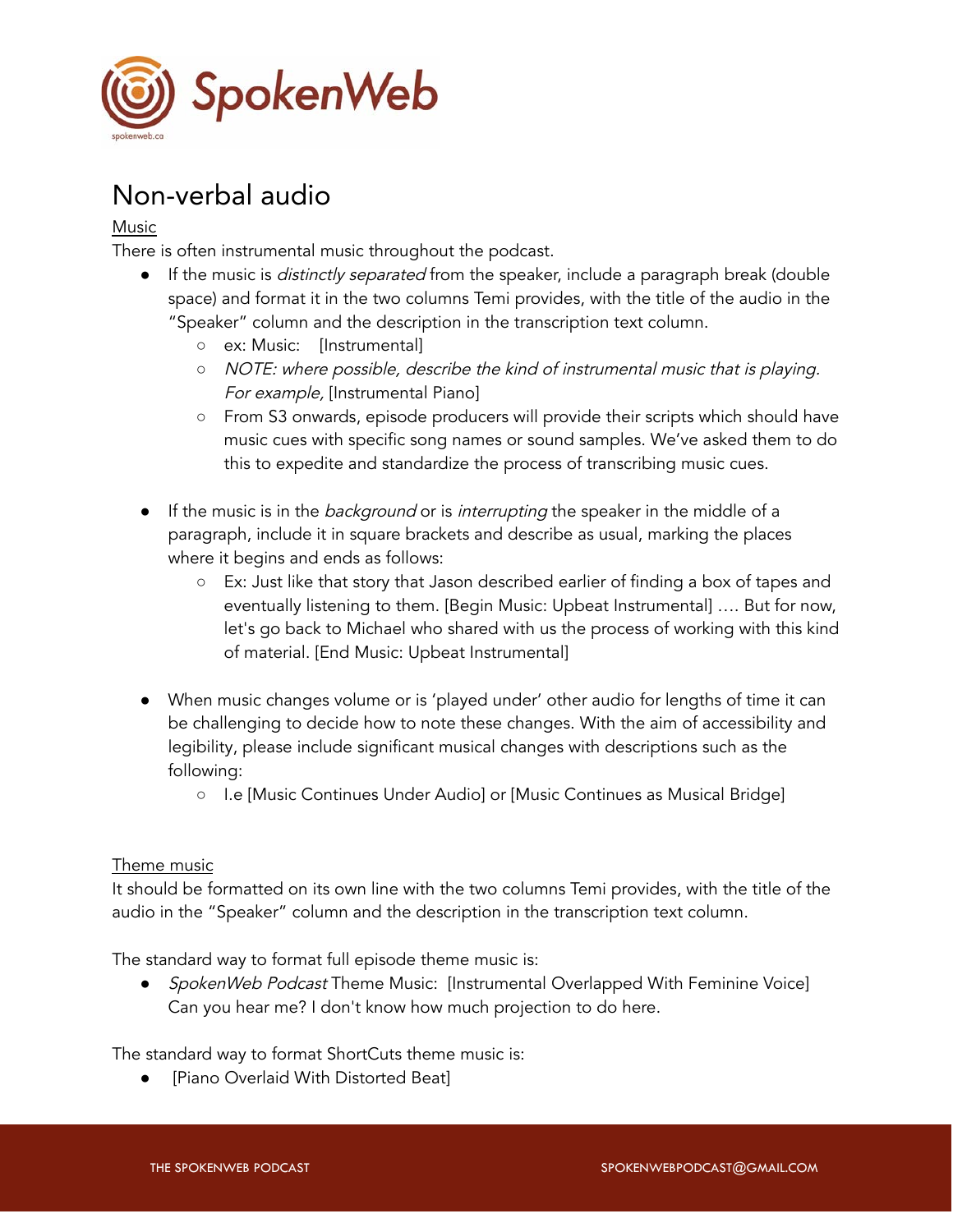# Non-verbal audio

Music

There is often instrumental music throughout the podcast.

- If the music is *distinctly separated* from the speaker, include a paragraph break (double space) and format it in the two columns Temi provides, with the title of the audio in the "Speaker" column and the description in the transcription text column.
  - ex: Music: [Instrumental]
  - *NOTE: where possible, describe the kind of instrumental music that is playing. For example,* [Instrumental Piano]
  - From S3 onwards, episode producers will provide their scripts which should have music cues with specific song names or sound samples. We've asked them to do this to expedite and standardize the process of transcribing music cues.

- If the music is in the *background* or is *interrupting* the speaker in the middle of a paragraph, include it in square brackets and describe as usual, marking the places where it begins and ends as follows:
  - Ex: Just like that story that Jason described earlier of finding a box of tapes and eventually listening to them. [Begin Music: Upbeat Instrumental] .... But for now, let's go back to Michael who shared with us the process of working with this kind of material. [End Music: Upbeat Instrumental]

- When music changes volume or is 'played under' other audio for lengths of time it can be challenging to decide how to note these changes. With the aim of accessibility and legibility, please include significant musical changes with descriptions such as the following:
  - I.e [Music Continues Under Audio] or [Music Continues as Musical Bridge]

Theme music

It should be formatted on its own line with the two columns Temi provides, with the title of the audio in the "Speaker" column and the description in the transcription text column.

The standard way to format full episode theme music is:

- *SpokenWeb Podcast* Theme Music: [Instrumental Overlapped With Feminine Voice] Can you hear me? I don't know how much projection to do here.

The standard way to format ShortCuts theme music is:

- [Piano Overlaid With Distorted Beat]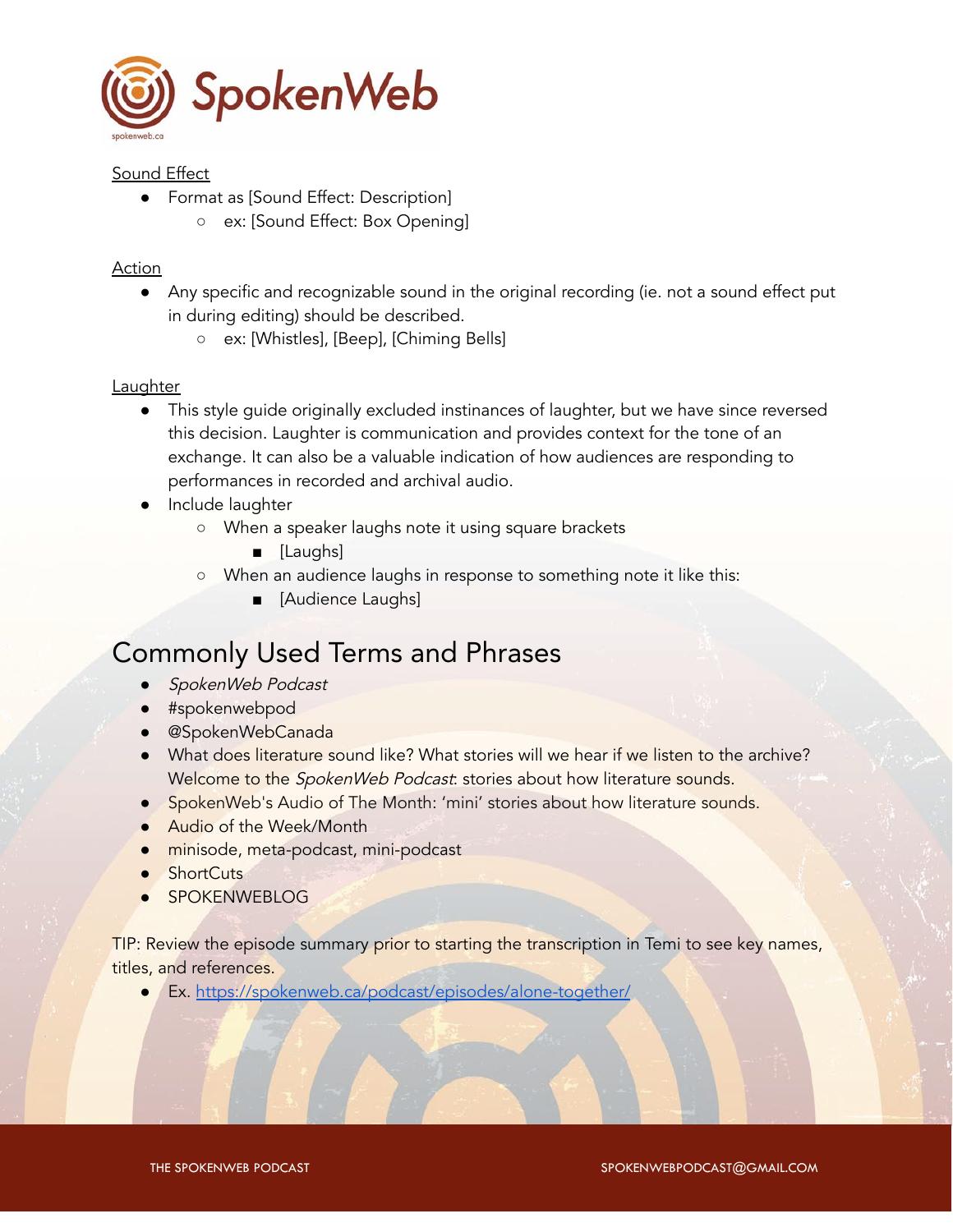Sound Effect

- Format as [Sound Effect: Description]
  - ex: [Sound Effect: Box Opening]

Action

- Any specific and recognizable sound in the original recording (ie. not a sound effect put in during editing) should be described.
  - ex: [Whistles], [Beep], [Chiming Bells]

Laughter

- This style guide originally excluded instinances of laughter, but we have since reversed this decision. Laughter is communication and provides context for the tone of an exchange. It can also be a valuable indication of how audiences are responding to performances in recorded and archival audio.
- Include laughter
  - When a speaker laughs note it using square brackets
    - [Laughs]
  - When an audience laughs in response to something note it like this:
    - [Audience Laughs]

## Commonly Used Terms and Phrases

- *SpokenWeb Podcast*
- #spokenwebpod
- @SpokenWebCanada
- What does literature sound like? What stories will we hear if we listen to the archive? Welcome to the *SpokenWeb Podcast*: stories about how literature sounds.
- SpokenWeb's Audio of The Month: 'mini' stories about how literature sounds.
- Audio of the Week/Month
- minisode, meta-podcast, mini-podcast
- ShortCuts
- SPOKENWEBLOG

TIP: Review the episode summary prior to starting the transcription in Temi to see key names, titles, and references.

- Ex. https://spokenweb.ca/podcast/episodes/alone-together/